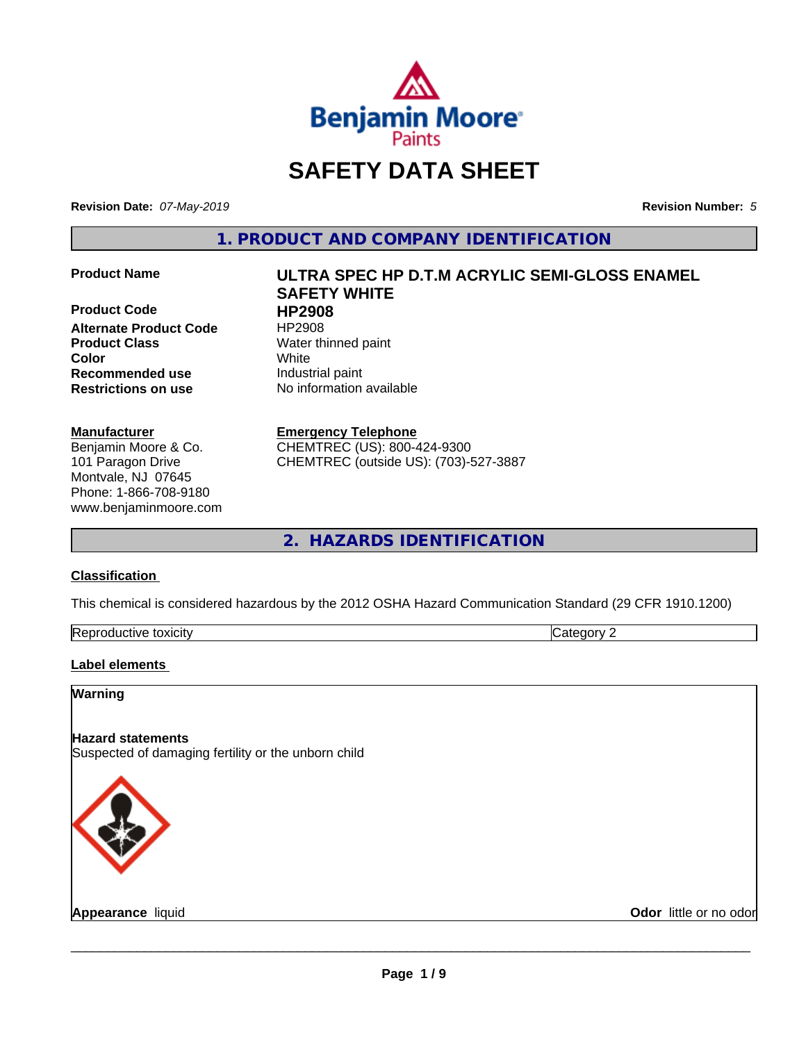# SAFETY DATA SHEET

**Revision Date:** *07-May-2019* **Revision Number:** *5*

## 1. PRODUCT AND COMPANY IDENTIFICATION

| | |
|---|---|
| **Product Name** | **ULTRA SPEC HP D.T.M ACRYLIC SEMI-GLOSS ENAMEL SAFETY WHITE** |
| **Product Code** | **HP2908** |
| **Alternate Product Code** | HP2908 |
| **Product Class** | Water thinned paint |
| **Color** | White |
| **Recommended use** | Industrial paint |
| **Restrictions on use** | No information available |

**Manufacturer**
Benjamin Moore & Co.
101 Paragon Drive
Montvale, NJ 07645
Phone: 1-866-708-9180
www.benjaminmoore.com

**Emergency Telephone**
CHEMTREC (US): 800-424-9300
CHEMTREC (outside US): (703)-527-3887

## 2. HAZARDS IDENTIFICATION

**Classification**

This chemical is considered hazardous by the 2012 OSHA Hazard Communication Standard (29 CFR 1910.1200)

| Reproductive toxicity | Category 2 |
|---|---|

**Label elements**

**Warning**

**Hazard statements**
Suspected of damaging fertility or the unborn child

**Appearance** liquid **Odor** little or no odor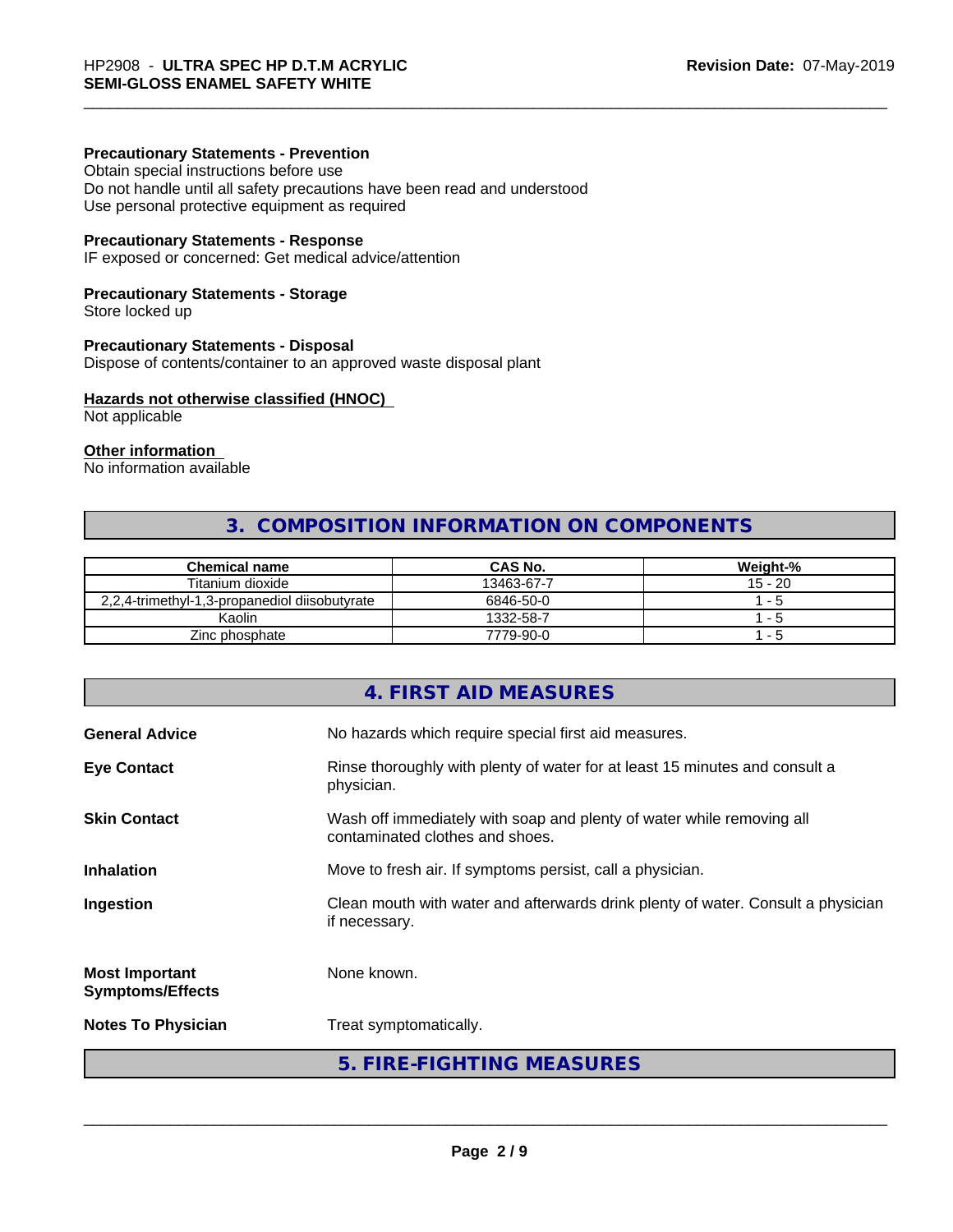**Precautionary Statements - Prevention**
Obtain special instructions before use
Do not handle until all safety precautions have been read and understood
Use personal protective equipment as required

**Precautionary Statements - Response**
IF exposed or concerned: Get medical advice/attention

**Precautionary Statements - Storage**
Store locked up

**Precautionary Statements - Disposal**
Dispose of contents/container to an approved waste disposal plant

**Hazards not otherwise classified (HNOC)**
Not applicable

**Other information**
No information available

## 3. COMPOSITION INFORMATION ON COMPONENTS

| Chemical name | CAS No. | Weight-% |
|---|---|---|
| Titanium dioxide | 13463-67-7 | 15 - 20 |
| 2,2,4-trimethyl-1,3-propanediol diisobutyrate | 6846-50-0 | 1 - 5 |
| Kaolin | 1332-58-7 | 1 - 5 |
| Zinc phosphate | 7779-90-0 | 1 - 5 |

## 4. FIRST AID MEASURES

**General Advice** No hazards which require special first aid measures.

**Eye Contact** Rinse thoroughly with plenty of water for at least 15 minutes and consult a physician.

**Skin Contact** Wash off immediately with soap and plenty of water while removing all contaminated clothes and shoes.

**Inhalation** Move to fresh air. If symptoms persist, call a physician.

**Ingestion** Clean mouth with water and afterwards drink plenty of water. Consult a physician if necessary.

**Most Important Symptoms/Effects** None known.

**Notes To Physician** Treat symptomatically.

## 5. FIRE-FIGHTING MEASURES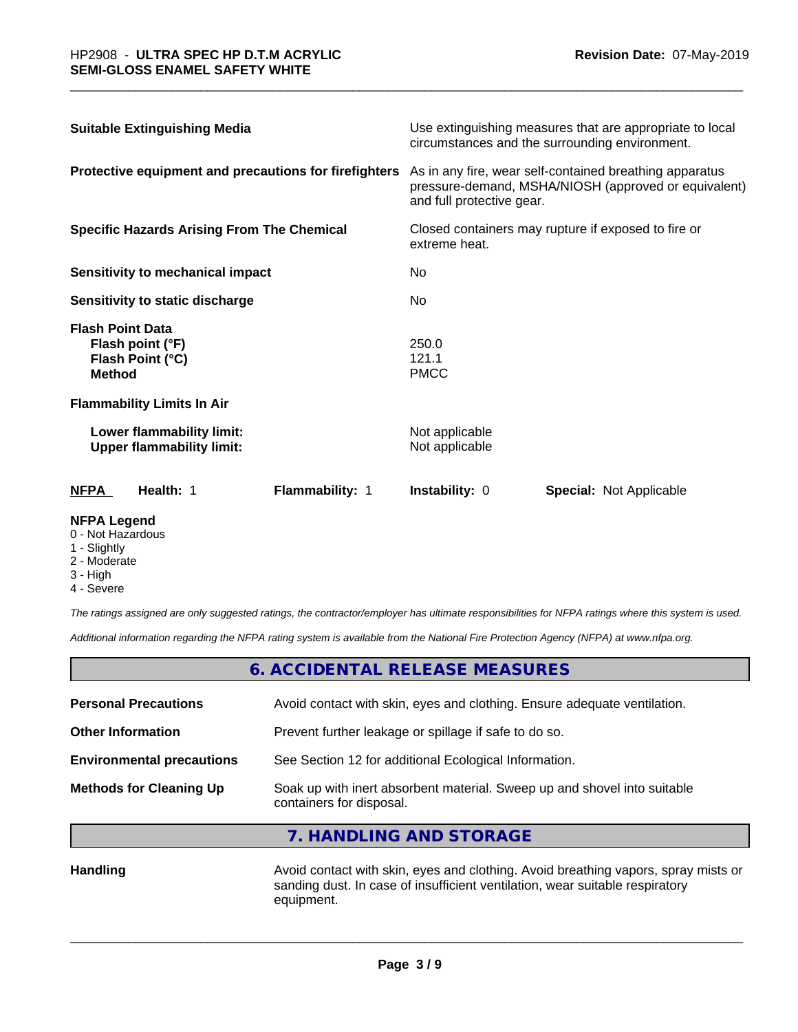| | |
|---|---|
| **Suitable Extinguishing Media** | Use extinguishing measures that are appropriate to local circumstances and the surrounding environment. |
| **Protective equipment and precautions for firefighters** | As in any fire, wear self-contained breathing apparatus pressure-demand, MSHA/NIOSH (approved or equivalent) and full protective gear. |
| **Specific Hazards Arising From The Chemical** | Closed containers may rupture if exposed to fire or extreme heat. |
| **Sensitivity to mechanical impact** | No |
| **Sensitivity to static discharge** | No |

**Flash Point Data**

| | |
|---|---|
| **Flash point (°F)** | 250.0 |
| **Flash Point (°C)** | 121.1 |
| **Method** | PMCC |

**Flammability Limits In Air**

| | |
|---|---|
| **Lower flammability limit:** | Not applicable |
| **Upper flammability limit:** | Not applicable |

| **NFPA** | **Health:** 1 | **Flammability:** 1 | **Instability:** 0 | **Special:** Not Applicable |
|---|---|---|---|---|

**NFPA Legend**
- 0 - Not Hazardous
- 1 - Slightly
- 2 - Moderate
- 3 - High
- 4 - Severe

*The ratings assigned are only suggested ratings, the contractor/employer has ultimate responsibilities for NFPA ratings where this system is used.*

*Additional information regarding the NFPA rating system is available from the National Fire Protection Agency (NFPA) at www.nfpa.org.*

## 6. ACCIDENTAL RELEASE MEASURES

| | |
|---|---|
| **Personal Precautions** | Avoid contact with skin, eyes and clothing. Ensure adequate ventilation. |
| **Other Information** | Prevent further leakage or spillage if safe to do so. |
| **Environmental precautions** | See Section 12 for additional Ecological Information. |
| **Methods for Cleaning Up** | Soak up with inert absorbent material. Sweep up and shovel into suitable containers for disposal. |

## 7. HANDLING AND STORAGE

| | |
|---|---|
| **Handling** | Avoid contact with skin, eyes and clothing. Avoid breathing vapors, spray mists or sanding dust. In case of insufficient ventilation, wear suitable respiratory equipment. |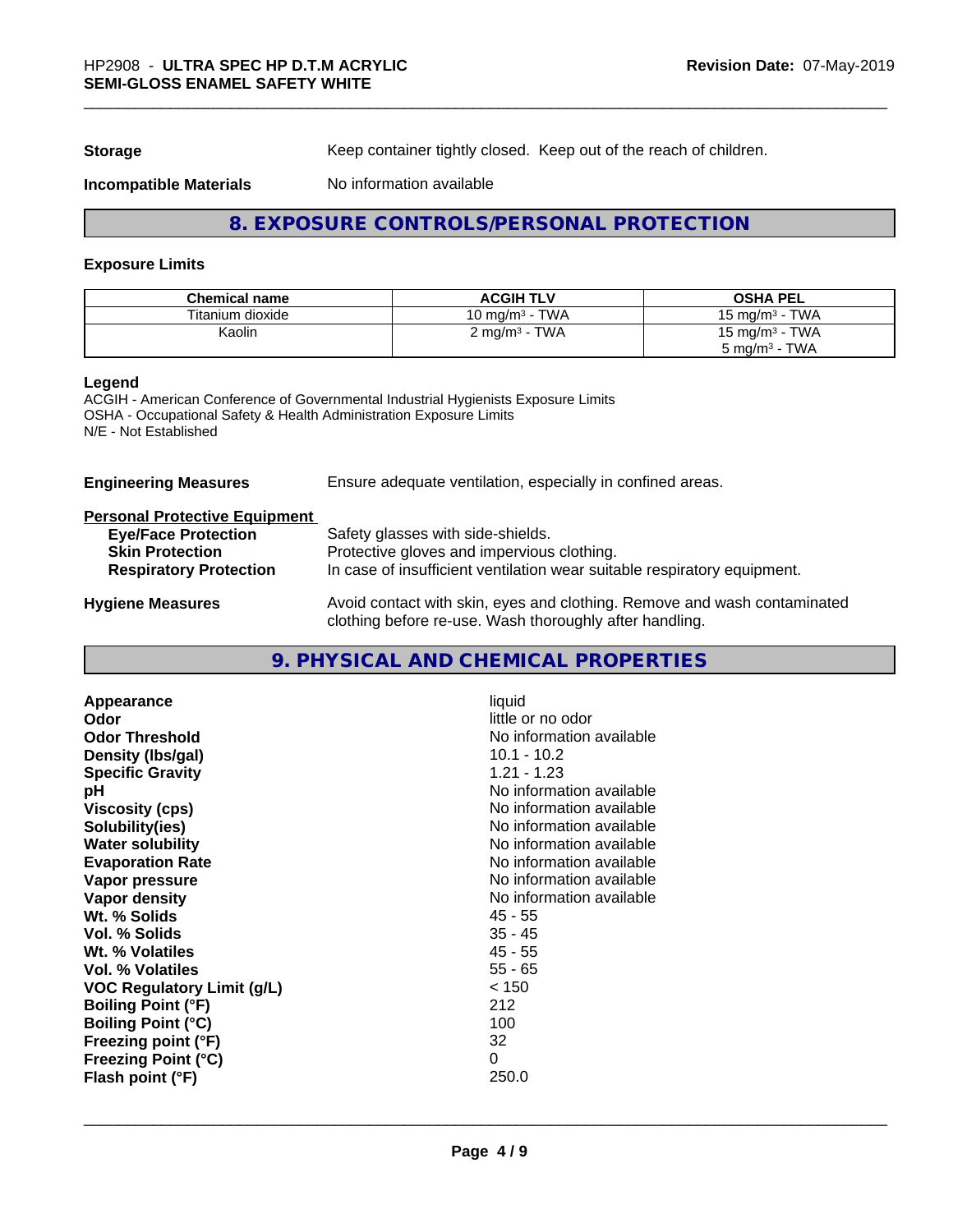| | |
|---|---|
| **Storage** | Keep container tightly closed. Keep out of the reach of children. |
| **Incompatible Materials** | No information available |

## 8. EXPOSURE CONTROLS/PERSONAL PROTECTION

### Exposure Limits

| Chemical name | ACGIH TLV | OSHA PEL |
|---|---|---|
| Titanium dioxide | 10 mg/m³ - TWA | 15 mg/m³ - TWA |
| Kaolin | 2 mg/m³ - TWA | 15 mg/m³ - TWA<br>5 mg/m³ - TWA |

**Legend**
ACGIH - American Conference of Governmental Industrial Hygienists Exposure Limits
OSHA - Occupational Safety & Health Administration Exposure Limits
N/E - Not Established

**Engineering Measures** Ensure adequate ventilation, especially in confined areas.

**Personal Protective Equipment**

| | |
|---|---|
| **Eye/Face Protection** | Safety glasses with side-shields. |
| **Skin Protection** | Protective gloves and impervious clothing. |
| **Respiratory Protection** | In case of insufficient ventilation wear suitable respiratory equipment. |

**Hygiene Measures** Avoid contact with skin, eyes and clothing. Remove and wash contaminated clothing before re-use. Wash thoroughly after handling.

## 9. PHYSICAL AND CHEMICAL PROPERTIES

| | |
|---|---|
| **Appearance** | liquid |
| **Odor** | little or no odor |
| **Odor Threshold** | No information available |
| **Density (lbs/gal)** | 10.1 - 10.2 |
| **Specific Gravity** | 1.21 - 1.23 |
| **pH** | No information available |
| **Viscosity (cps)** | No information available |
| **Solubility(ies)** | No information available |
| **Water solubility** | No information available |
| **Evaporation Rate** | No information available |
| **Vapor pressure** | No information available |
| **Vapor density** | No information available |
| **Wt. % Solids** | 45 - 55 |
| **Vol. % Solids** | 35 - 45 |
| **Wt. % Volatiles** | 45 - 55 |
| **Vol. % Volatiles** | 55 - 65 |
| **VOC Regulatory Limit (g/L)** | < 150 |
| **Boiling Point (°F)** | 212 |
| **Boiling Point (°C)** | 100 |
| **Freezing point (°F)** | 32 |
| **Freezing Point (°C)** | 0 |
| **Flash point (°F)** | 250.0 |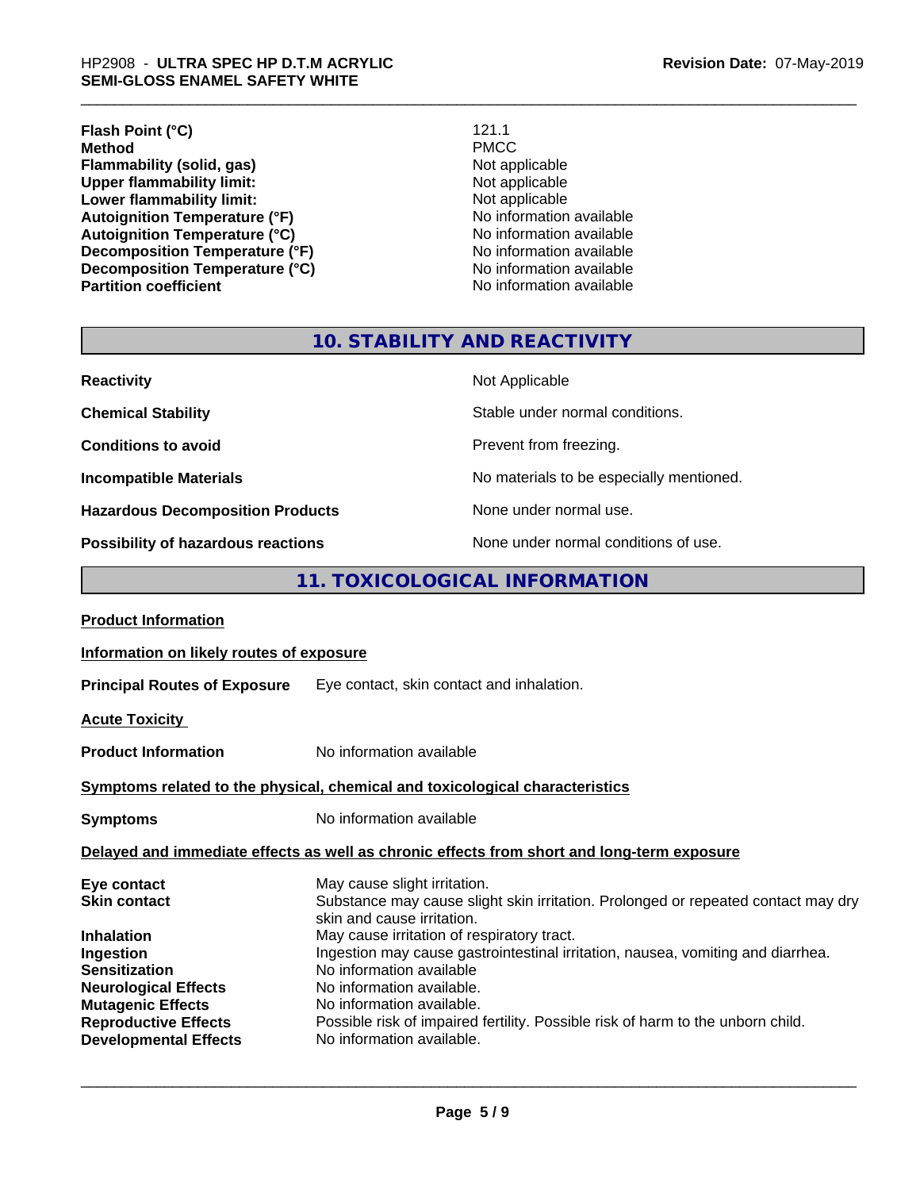| | |
|---|---|
| **Flash Point (°C)** | 121.1 |
| **Method** | PMCC |
| **Flammability (solid, gas)** | Not applicable |
| **Upper flammability limit:** | Not applicable |
| **Lower flammability limit:** | Not applicable |
| **Autoignition Temperature (°F)** | No information available |
| **Autoignition Temperature (°C)** | No information available |
| **Decomposition Temperature (°F)** | No information available |
| **Decomposition Temperature (°C)** | No information available |
| **Partition coefficient** | No information available |

## 10. STABILITY AND REACTIVITY

| | |
|---|---|
| **Reactivity** | Not Applicable |
| **Chemical Stability** | Stable under normal conditions. |
| **Conditions to avoid** | Prevent from freezing. |
| **Incompatible Materials** | No materials to be especially mentioned. |
| **Hazardous Decomposition Products** | None under normal use. |
| **Possibility of hazardous reactions** | None under normal conditions of use. |

## 11. TOXICOLOGICAL INFORMATION

**Product Information**

**Information on likely routes of exposure**

**Principal Routes of Exposure** Eye contact, skin contact and inhalation.

**Acute Toxicity**

**Product Information** No information available

**Symptoms related to the physical, chemical and toxicological characteristics**

**Symptoms** No information available

**Delayed and immediate effects as well as chronic effects from short and long-term exposure**

| | |
|---|---|
| **Eye contact** | May cause slight irritation. |
| **Skin contact** | Substance may cause slight skin irritation. Prolonged or repeated contact may dry skin and cause irritation. |
| **Inhalation** | May cause irritation of respiratory tract. |
| **Ingestion** | Ingestion may cause gastrointestinal irritation, nausea, vomiting and diarrhea. |
| **Sensitization** | No information available |
| **Neurological Effects** | No information available. |
| **Mutagenic Effects** | No information available. |
| **Reproductive Effects** | Possible risk of impaired fertility. Possible risk of harm to the unborn child. |
| **Developmental Effects** | No information available. |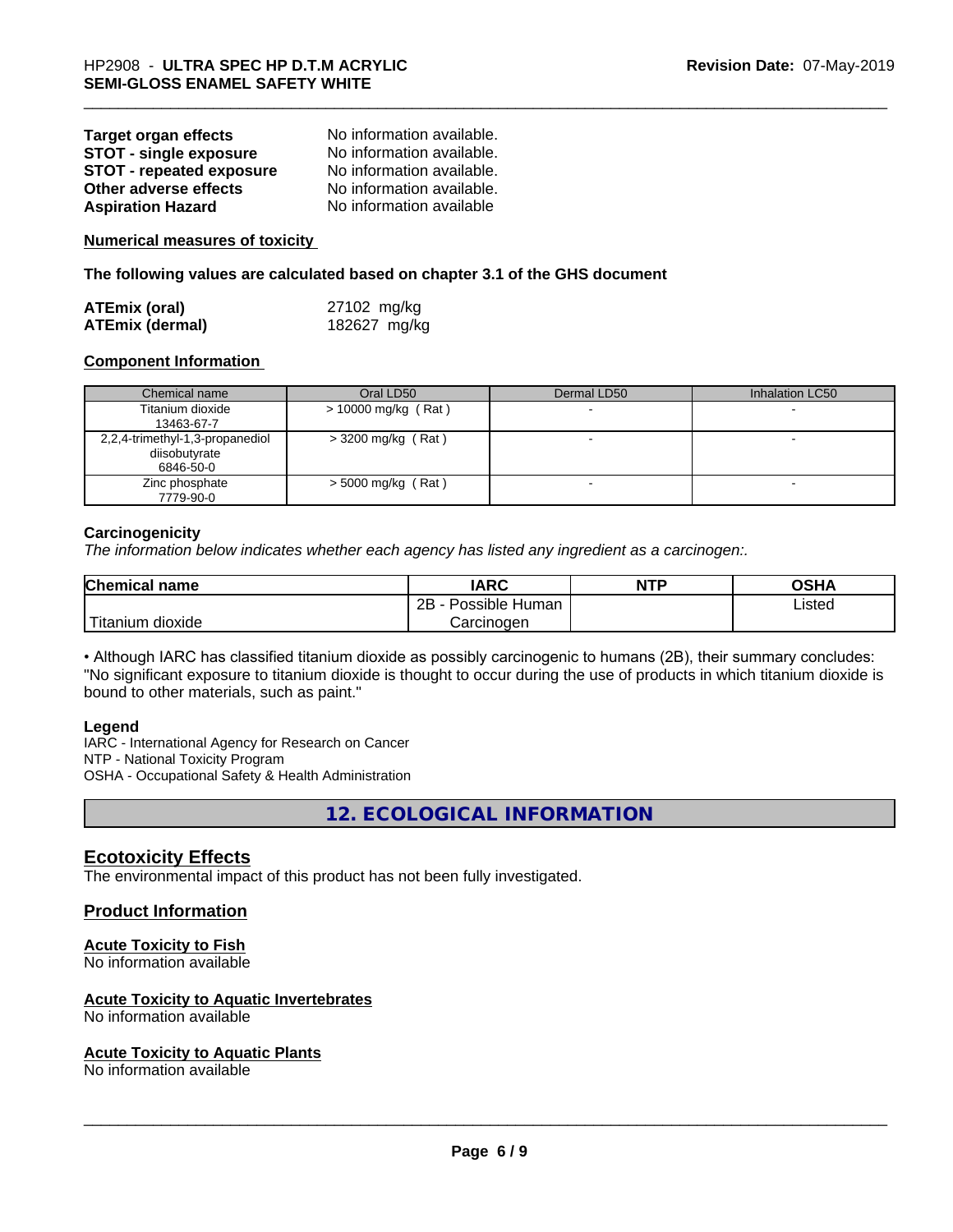**Target organ effects** No information available.
**STOT - single exposure** No information available.
**STOT - repeated exposure** No information available.
**Other adverse effects** No information available.
**Aspiration Hazard** No information available

**Numerical measures of toxicity**

**The following values are calculated based on chapter 3.1 of the GHS document**

**ATEmix (oral)** 27102 mg/kg
**ATEmix (dermal)** 182627 mg/kg

**Component Information**

| Chemical name | Oral LD50 | Dermal LD50 | Inhalation LC50 |
|---|---|---|---|
| Titanium dioxide 13463-67-7 | > 10000 mg/kg ( Rat ) | - | - |
| 2,2,4-trimethyl-1,3-propanediol diisobutyrate 6846-50-0 | > 3200 mg/kg ( Rat ) | - | - |
| Zinc phosphate 7779-90-0 | > 5000 mg/kg ( Rat ) | - | - |

**Carcinogenicity**

*The information below indicates whether each agency has listed any ingredient as a carcinogen:.*

| Chemical name | IARC | NTP | OSHA |
|---|---|---|---|
| Titanium dioxide | 2B - Possible Human Carcinogen | | Listed |

• Although IARC has classified titanium dioxide as possibly carcinogenic to humans (2B), their summary concludes: "No significant exposure to titanium dioxide is thought to occur during the use of products in which titanium dioxide is bound to other materials, such as paint."

**Legend**

IARC - International Agency for Research on Cancer
NTP - National Toxicity Program
OSHA - Occupational Safety & Health Administration

## 12. ECOLOGICAL INFORMATION

## Ecotoxicity Effects

The environmental impact of this product has not been fully investigated.

## Product Information

### Acute Toxicity to Fish

No information available

### Acute Toxicity to Aquatic Invertebrates

No information available

### Acute Toxicity to Aquatic Plants

No information available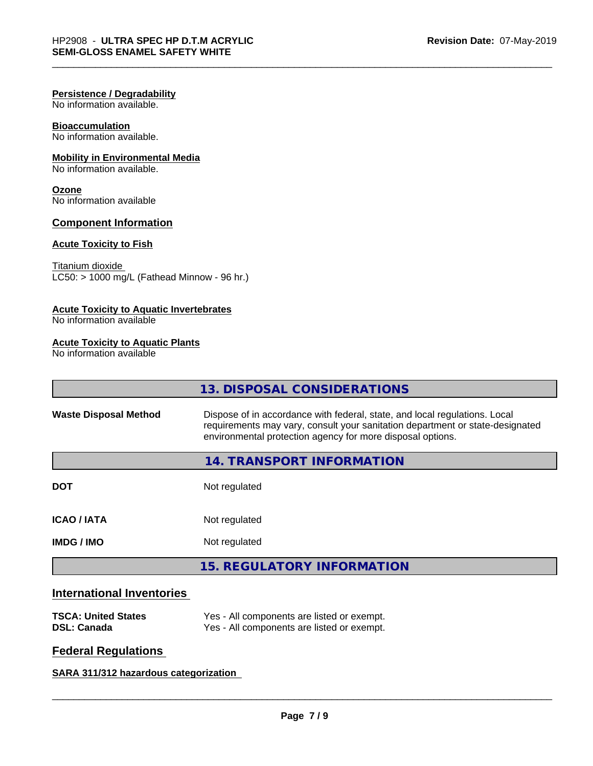**Persistence / Degradability**
No information available.

**Bioaccumulation**
No information available.

**Mobility in Environmental Media**
No information available.

**Ozone**
No information available

## Component Information

**Acute Toxicity to Fish**

Titanium dioxide
LC50: > 1000 mg/L (Fathead Minnow - 96 hr.)

**Acute Toxicity to Aquatic Invertebrates**
No information available

**Acute Toxicity to Aquatic Plants**
No information available

## 13. DISPOSAL CONSIDERATIONS

| | |
|---|---|
| **Waste Disposal Method** | Dispose of in accordance with federal, state, and local regulations. Local requirements may vary, consult your sanitation department or state-designated environmental protection agency for more disposal options. |

## 14. TRANSPORT INFORMATION

| | |
|---|---|
| **DOT** | Not regulated |
| **ICAO / IATA** | Not regulated |
| **IMDG / IMO** | Not regulated |

## 15. REGULATORY INFORMATION

### International Inventories

| | |
|---|---|
| **TSCA: United States** | Yes - All components are listed or exempt. |
| **DSL: Canada** | Yes - All components are listed or exempt. |

### Federal Regulations

**SARA 311/312 hazardous categorization**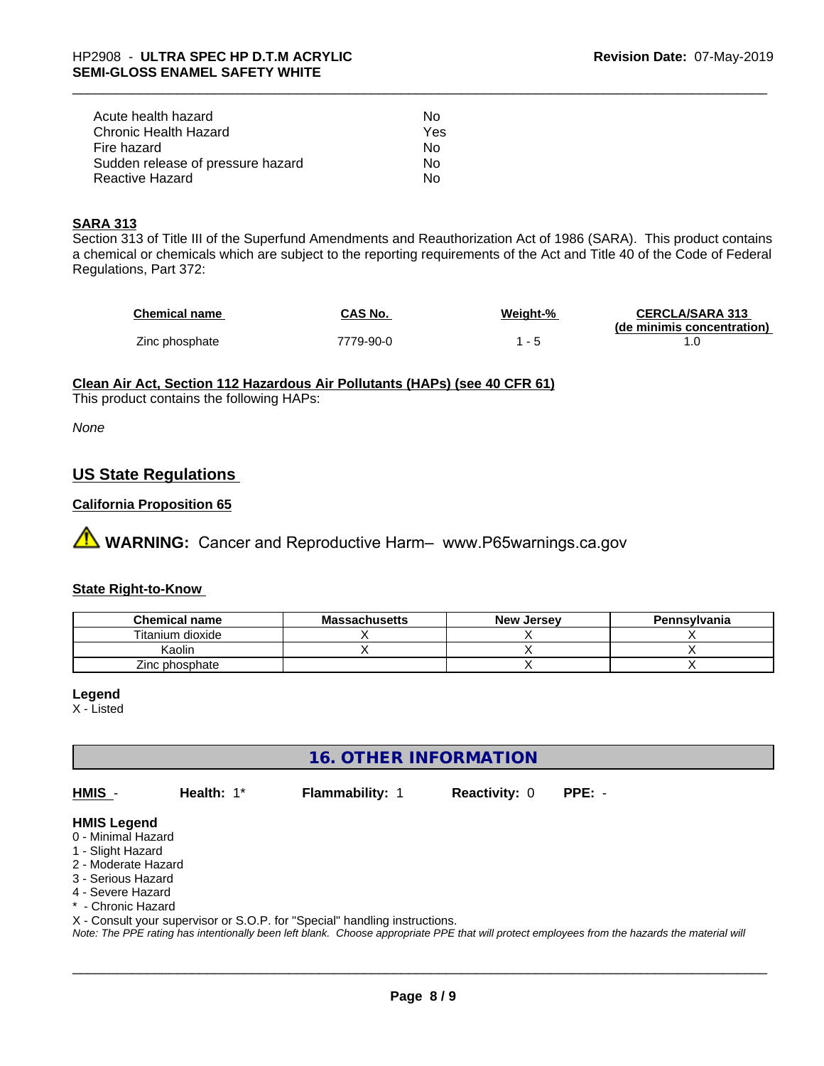| | |
|---|---|
| Acute health hazard | No |
| Chronic Health Hazard | Yes |
| Fire hazard | No |
| Sudden release of pressure hazard | No |
| Reactive Hazard | No |

**SARA 313**

Section 313 of Title III of the Superfund Amendments and Reauthorization Act of 1986 (SARA). This product contains a chemical or chemicals which are subject to the reporting requirements of the Act and Title 40 of the Code of Federal Regulations, Part 372:

| Chemical name | CAS No. | Weight-% | CERCLA/SARA 313 (de minimis concentration) |
|---|---|---|---|
| Zinc phosphate | 7779-90-0 | 1 - 5 | 1.0 |

**Clean Air Act, Section 112 Hazardous Air Pollutants (HAPs) (see 40 CFR 61)**

This product contains the following HAPs:

*None*

## US State Regulations

**California Proposition 65**

⚠ **WARNING:** Cancer and Reproductive Harm– www.P65warnings.ca.gov

**State Right-to-Know**

| Chemical name | Massachusetts | New Jersey | Pennsylvania |
|---|---|---|---|
| Titanium dioxide | X | X | X |
| Kaolin | X | X | X |
| Zinc phosphate | | X | X |

**Legend**

X - Listed

## 16. OTHER INFORMATION

**HMIS** - **Health:** 1* **Flammability:** 1 **Reactivity:** 0 **PPE:** -

**HMIS Legend**

0 - Minimal Hazard
1 - Slight Hazard
2 - Moderate Hazard
3 - Serious Hazard
4 - Severe Hazard
* - Chronic Hazard
X - Consult your supervisor or S.O.P. for "Special" handling instructions.

*Note: The PPE rating has intentionally been left blank. Choose appropriate PPE that will protect employees from the hazards the material will*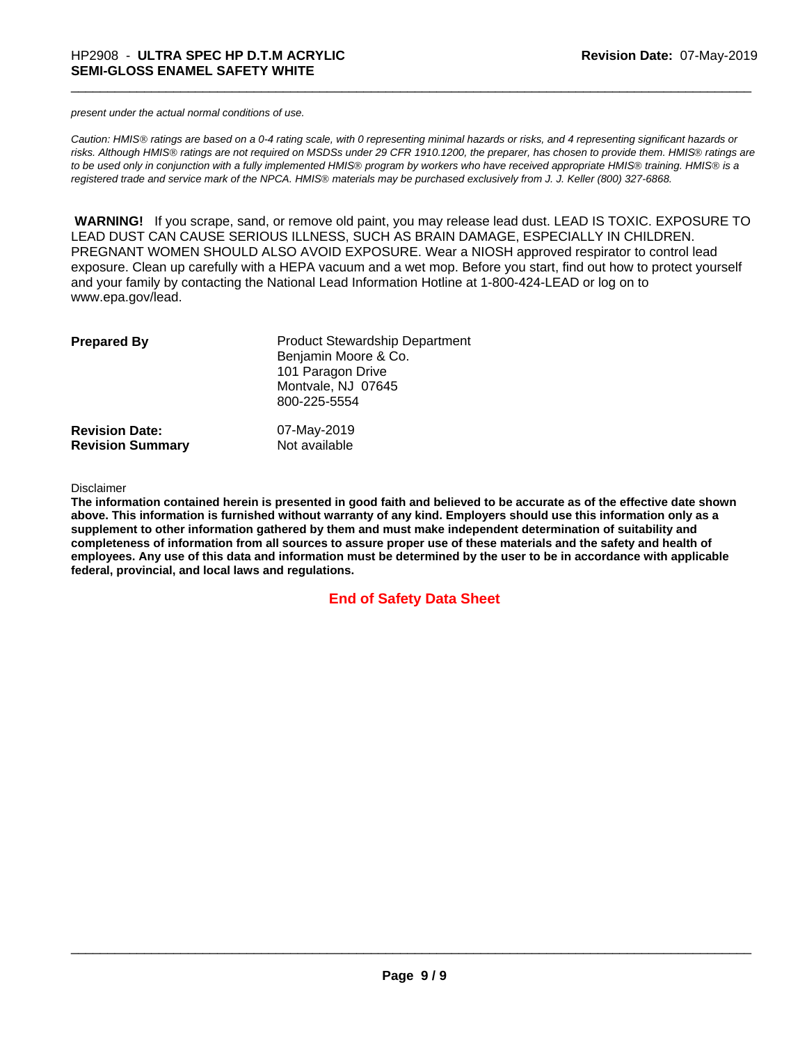*present under the actual normal conditions of use.*

*Caution: HMIS® ratings are based on a 0-4 rating scale, with 0 representing minimal hazards or risks, and 4 representing significant hazards or risks. Although HMIS® ratings are not required on MSDSs under 29 CFR 1910.1200, the preparer, has chosen to provide them. HMIS® ratings are to be used only in conjunction with a fully implemented HMIS® program by workers who have received appropriate HMIS® training. HMIS® is a registered trade and service mark of the NPCA. HMIS® materials may be purchased exclusively from J. J. Keller (800) 327-6868.*

**WARNING!** If you scrape, sand, or remove old paint, you may release lead dust. LEAD IS TOXIC. EXPOSURE TO LEAD DUST CAN CAUSE SERIOUS ILLNESS, SUCH AS BRAIN DAMAGE, ESPECIALLY IN CHILDREN. PREGNANT WOMEN SHOULD ALSO AVOID EXPOSURE. Wear a NIOSH approved respirator to control lead exposure. Clean up carefully with a HEPA vacuum and a wet mop. Before you start, find out how to protect yourself and your family by contacting the National Lead Information Hotline at 1-800-424-LEAD or log on to www.epa.gov/lead.

| | |
|---|---|
| **Prepared By** | Product Stewardship Department<br>Benjamin Moore & Co.<br>101 Paragon Drive<br>Montvale, NJ 07645<br>800-225-5554 |
| **Revision Date:** | 07-May-2019 |
| **Revision Summary** | Not available |

Disclaimer

**The information contained herein is presented in good faith and believed to be accurate as of the effective date shown above. This information is furnished without warranty of any kind. Employers should use this information only as a supplement to other information gathered by them and must make independent determination of suitability and completeness of information from all sources to assure proper use of these materials and the safety and health of employees. Any use of this data and information must be determined by the user to be in accordance with applicable federal, provincial, and local laws and regulations.**

**End of Safety Data Sheet**